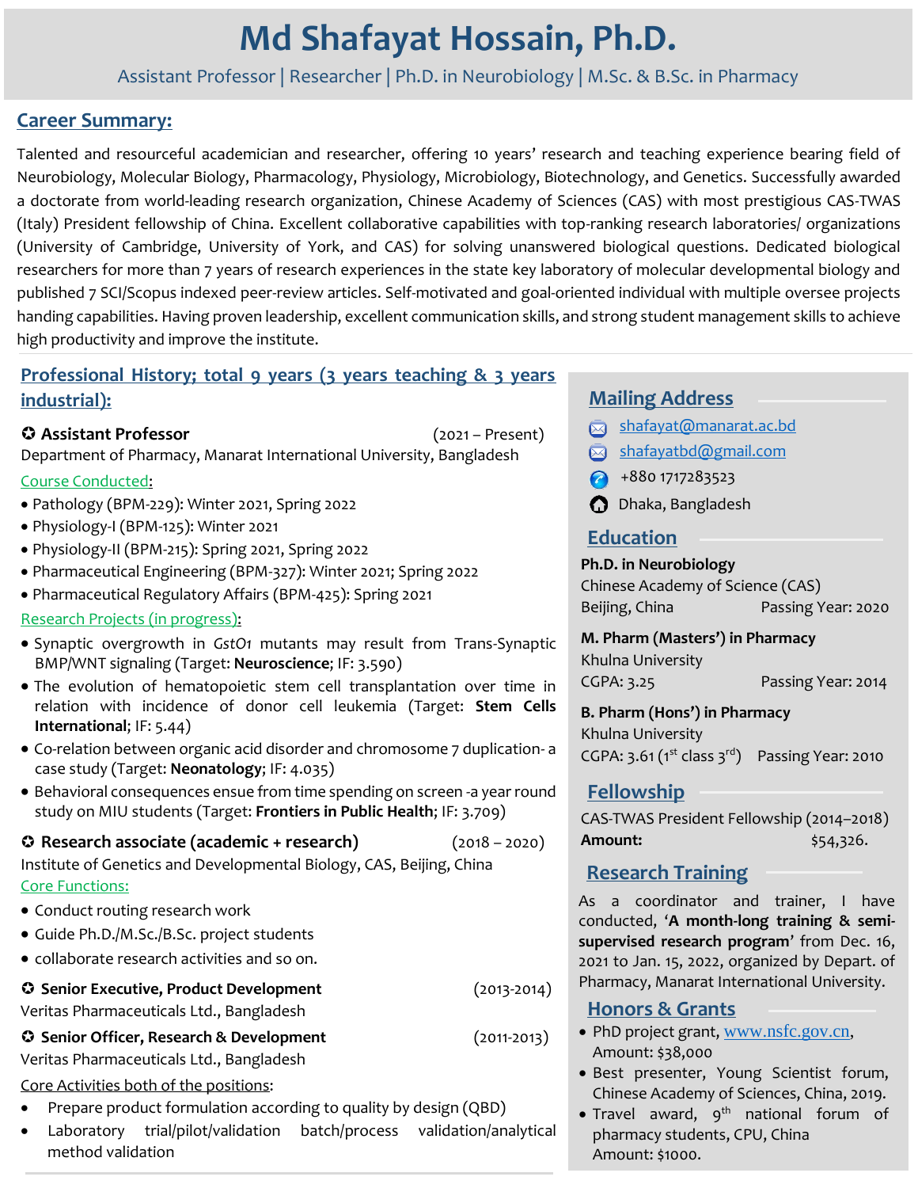# Md Shafayat Hossain, Ph.D.

Assistant Professor | Researcher | Ph.D. in Neurobiology | M.Sc. & B.Sc. in Pharmacy

## Career Summary:

Talented and resourceful academician and researcher, offering 10 years' research and teaching experience bearing field of Neurobiology, Molecular Biology, Pharmacology, Physiology, Microbiology, Biotechnology, and Genetics. Successfully awarded a doctorate from world-leading research organization, Chinese Academy of Sciences (CAS) with most prestigious CAS-TWAS (Italy) President fellowship of China. Excellent collaborative capabilities with top-ranking research laboratories/ organizations (University of Cambridge, University of York, and CAS) for solving unanswered biological questions. Dedicated biological researchers for more than 7 years of research experiences in the state key laboratory of molecular developmental biology and published 7 SCI/Scopus indexed peer-review articles. Self-motivated and goal-oriented individual with multiple oversee projects handing capabilities. Having proven leadership, excellent communication skills, and strong student management skills to achieve high productivity and improve the institute.

## Professional History; total 9 years (3 years teaching & 3 years industrial):

### ✪ Assistant Professor (2021 – Present)

Department of Pharmacy, Manarat International University, Bangladesh

Course Conducted:

- Pathology (BPM-229): Winter 2021, Spring 2022
- Physiology-I (BPM-125): Winter 2021
- Physiology-II (BPM-215): Spring 2021, Spring 2022
- Pharmaceutical Engineering (BPM-327): Winter 2021; Spring 2022
- Pharmaceutical Regulatory Affairs (BPM-425): Spring 2021

Research Projects (in progress):

- Synaptic overgrowth in *GstO1* mutants may result from Trans-Synaptic BMP/WNT signaling (Target: **Neuroscience**; IF: 3.590)
- The evolution of hematopoietic stem cell transplantation over time in relation with incidence of donor cell leukemia (Target: **Stem Cells International**; IF: 5.44)
- Co-relation between organic acid disorder and chromosome 7 duplication- a case study (Target: **Neonatology**; IF: 4.035)
- Behavioral consequences ensue from time spending on screen -a year round study on MIU students (Target: **Frontiers in Public Health**; IF: 3.709)

### ✪ Research associate (academic + research) (2018 – 2020)

Institute of Genetics and Developmental Biology, CAS, Beijing, China

Core Functions:

- Conduct routing research work
- Guide Ph.D./M.Sc./B.Sc. project students
- collaborate research activities and so on.

### ✪ Senior Executive, Product Development (2013-2014)

Veritas Pharmaceuticals Ltd., Bangladesh

### ✪ Senior Officer, Research & Development (2011-2013)

Veritas Pharmaceuticals Ltd., Bangladesh

Core Activities both of the positions:

- Prepare product formulation according to quality by design (QBD)
- Laboratory trial/pilot/validation batch/process validation/analytical method validation

## Mailing Address

- shafayat@manarat.ac.bd
- shafayatbd@gmail.com
- +880 1717283523
- Dhaka, Bangladesh

## Education

**Ph.D. in Neurobiology**
Chinese Academy of Science (CAS)
Beijing, China — Passing Year: 2020

**M. Pharm (Masters') in Pharmacy**
Khulna University
CGPA: 3.25 — Passing Year: 2014

**B. Pharm (Hons') in Pharmacy**
Khulna University
CGPA: 3.61 (1st class 3rd) — Passing Year: 2010

## Fellowship

CAS-TWAS President Fellowship (2014–2018)
**Amount:** $54,326.

## Research Training

As a coordinator and trainer, I have conducted, '**A month-long training & semi-supervised research program**' from Dec. 16, 2021 to Jan. 15, 2022, organized by Depart. of Pharmacy, Manarat International University.

## Honors & Grants

- PhD project grant, www.nsfc.gov.cn, Amount: $38,000
- Best presenter, Young Scientist forum, Chinese Academy of Sciences, China, 2019.
- Travel award, 9th national forum of pharmacy students, CPU, China Amount: $1000.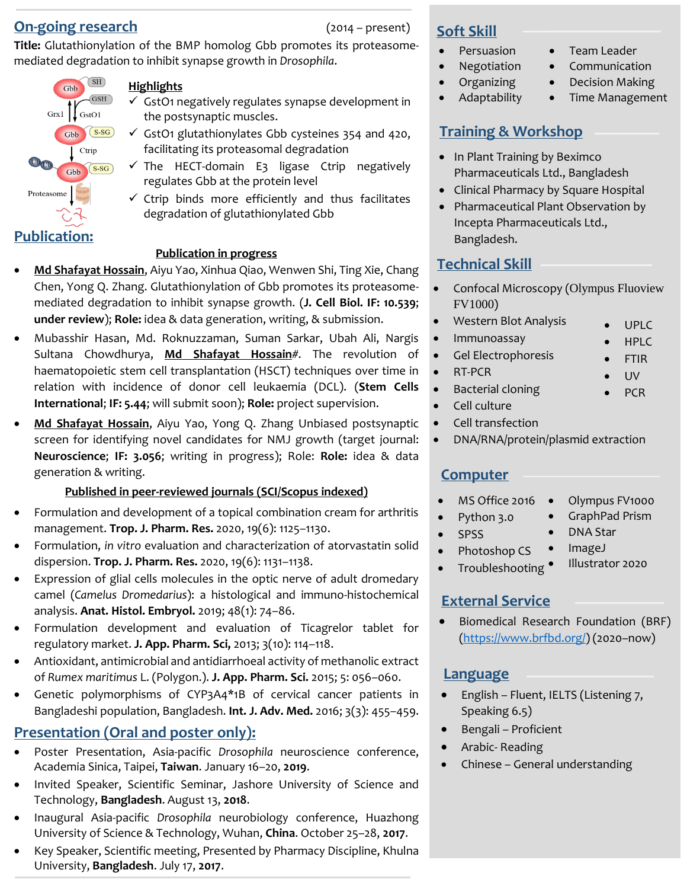## On-going research (2014 – present)

**Title:** Glutathionylation of the BMP homolog Gbb promotes its proteasome-mediated degradation to inhibit synapse growth in *Drosophila*.

Gbb SH
GSH
Grx1 GstO1
Gbb S-SG
Ctrip
Ub Ub Gbb S-SG
Proteasome

**Highlights**

- ✓ GstO1 negatively regulates synapse development in the postsynaptic muscles.
- ✓ GstO1 glutathionylates Gbb cysteines 354 and 420, facilitating its proteasomal degradation
- ✓ The HECT-domain E3 ligase Ctrip negatively regulates Gbb at the protein level
- ✓ Ctrip binds more efficiently and thus facilitates degradation of glutathionylated Gbb

## Publication:

**Publication in progress**

- **Md Shafayat Hossain**, Aiyu Yao, Xinhua Qiao, Wenwen Shi, Ting Xie, Chang Chen, Yong Q. Zhang. Glutathionylation of Gbb promotes its proteasome-mediated degradation to inhibit synapse growth. (**J. Cell Biol. IF: 10.539; under review**); **Role:** idea & data generation, writing, & submission.
- Mubasshir Hasan, Md. Roknuzzaman, Suman Sarkar, Ubah Ali, Nargis Sultana Chowdhurya, **Md Shafayat Hossain**#. The revolution of haematopoietic stem cell transplantation (HSCT) techniques over time in relation with incidence of donor cell leukaemia (DCL). (**Stem Cells International**; **IF: 5.44**; will submit soon); **Role:** project supervision.
- **Md Shafayat Hossain**, Aiyu Yao, Yong Q. Zhang Unbiased postsynaptic screen for identifying novel candidates for NMJ growth (target journal: **Neuroscience**; **IF: 3.056**; writing in progress); Role: **Role:** idea & data generation & writing.

**Published in peer-reviewed journals (SCI/Scopus indexed)**

- Formulation and development of a topical combination cream for arthritis management. **Trop. J. Pharm. Res.** 2020, 19(6): 1125–1130.
- Formulation, *in vitro* evaluation and characterization of atorvastatin solid dispersion. **Trop. J. Pharm. Res.** 2020, 19(6): 1131–1138.
- Expression of glial cells molecules in the optic nerve of adult dromedary camel (*Camelus Dromedarius*): a histological and immuno-histochemical analysis. **Anat. Histol. Embryol.** 2019; 48(1): 74–86.
- Formulation development and evaluation of Ticagrelor tablet for regulatory market. **J. App. Pharm. Sci,** 2013; 3(10): 114–118.
- Antioxidant, antimicrobial and antidiarrhoeal activity of methanolic extract of *Rumex maritimus* L. (Polygon.). **J. App. Pharm. Sci.** 2015; 5: 056–060.
- Genetic polymorphisms of CYP3A4*1B of cervical cancer patients in Bangladeshi population, Bangladesh. **Int. J. Adv. Med.** 2016; 3(3): 455–459.

## Presentation (Oral and poster only):

- Poster Presentation, Asia-pacific *Drosophila* neuroscience conference, Academia Sinica, Taipei, **Taiwan**. January 16–20, **2019**.
- Invited Speaker, Scientific Seminar, Jashore University of Science and Technology, **Bangladesh**. August 13, **2018**.
- Inaugural Asia-pacific *Drosophila* neurobiology conference, Huazhong University of Science & Technology, Wuhan, **China**. October 25–28, **2017**.
- Key Speaker, Scientific meeting, Presented by Pharmacy Discipline, Khulna University, **Bangladesh**. July 17, **2017**.

## Soft Skill

- Persuasion
- Negotiation
- Organizing
- Adaptability
- Team Leader
- Communication
- Decision Making
- Time Management

## Training & Workshop

- In Plant Training by Beximco Pharmaceuticals Ltd., Bangladesh
- Clinical Pharmacy by Square Hospital
- Pharmaceutical Plant Observation by Incepta Pharmaceuticals Ltd., Bangladesh.

## Technical Skill

- Confocal Microscopy (Olympus Fluoview FV1000)
- Western Blot Analysis
- Immunoassay
- Gel Electrophoresis
- RT-PCR
- Bacterial cloning
- Cell culture
- Cell transfection
- DNA/RNA/protein/plasmid extraction
- UPLC
- HPLC
- FTIR
- UV
- PCR

## Computer

- MS Office 2016
- Python 3.0
- SPSS
- Photoshop CS
- Troubleshooting
- Olympus FV1000
- GraphPad Prism
- DNA Star
- ImageJ
- Illustrator 2020

## External Service

- Biomedical Research Foundation (BRF) (https://www.brfbd.org/) (2020–now)

## Language

- English – Fluent, IELTS (Listening 7, Speaking 6.5)
- Bengali – Proficient
- Arabic- Reading
- Chinese – General understanding